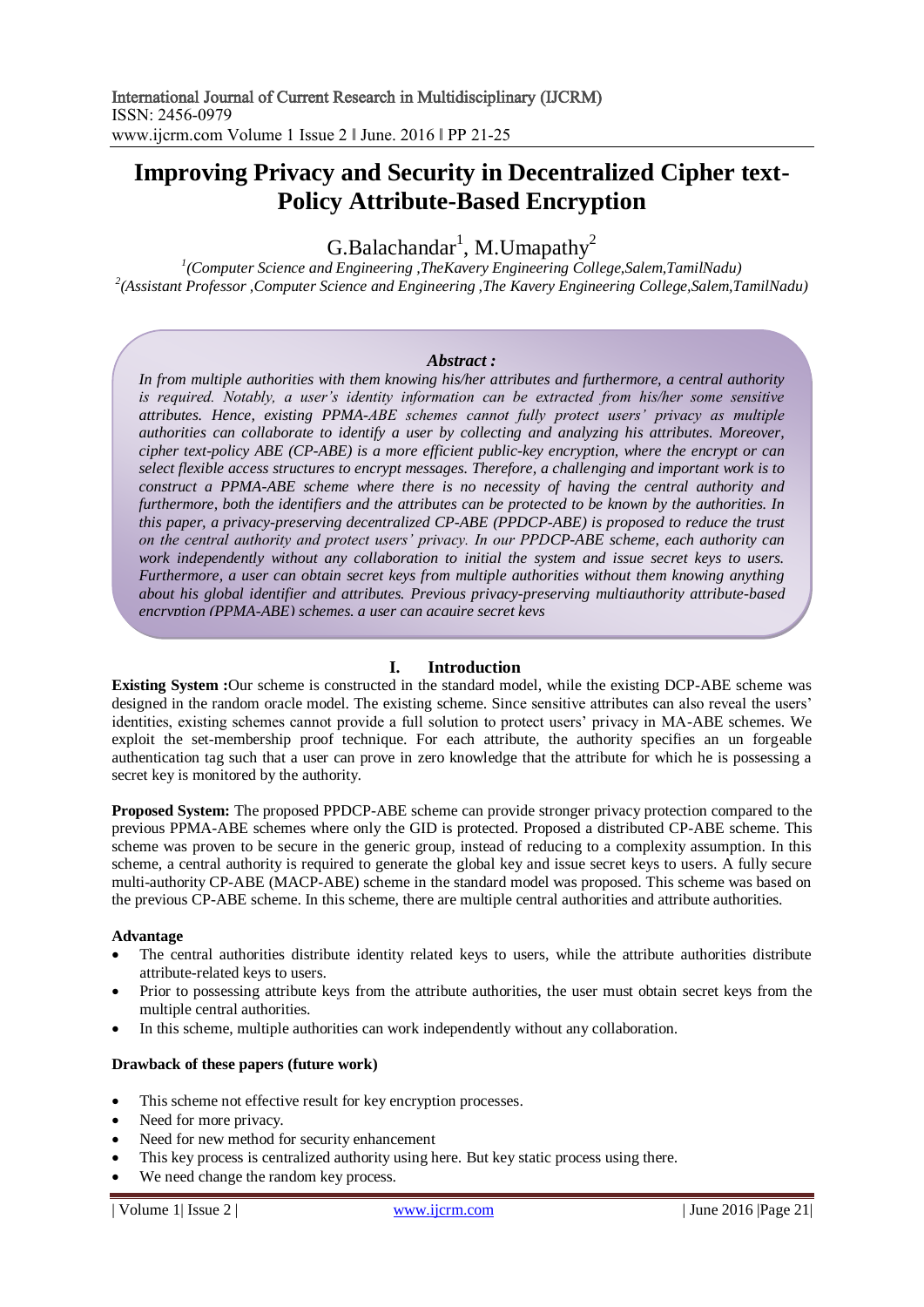# Improving Privacy and Security in Decentralized Cipher text-Policy Attribute-Based Encryption

G.Balachandar[1], M.Umapathy[2]

[1](Computer Science and Engineering ,TheKavery Engineering College,Salem,TamilNadu)
[2](Assistant Professor ,Computer Science and Engineering ,The Kavery Engineering College,Salem,TamilNadu)

***Abstract :***

*In from multiple authorities with them knowing his/her attributes and furthermore, a central authority is required. Notably, a user's identity information can be extracted from his/her some sensitive attributes. Hence, existing PPMA-ABE schemes cannot fully protect users' privacy as multiple authorities can collaborate to identify a user by collecting and analyzing his attributes. Moreover, cipher text-policy ABE (CP-ABE) is a more efficient public-key encryption, where the encrypt or can select flexible access structures to encrypt messages. Therefore, a challenging and important work is to construct a PPMA-ABE scheme where there is no necessity of having the central authority and furthermore, both the identifiers and the attributes can be protected to be known by the authorities. In this paper, a privacy-preserving decentralized CP-ABE (PPDCP-ABE) is proposed to reduce the trust on the central authority and protect users' privacy. In our PPDCP-ABE scheme, each authority can work independently without any collaboration to initial the system and issue secret keys to users. Furthermore, a user can obtain secret keys from multiple authorities without them knowing anything about his global identifier and attributes. Previous privacy-preserving multiauthority attribute-based encryption (PPMA-ABE) schemes, a user can acquire secret keys*

## I. Introduction

**Existing System :**Our scheme is constructed in the standard model, while the existing DCP-ABE scheme was designed in the random oracle model. The existing scheme. Since sensitive attributes can also reveal the users' identities, existing schemes cannot provide a full solution to protect users' privacy in MA-ABE schemes. We exploit the set-membership proof technique. For each attribute, the authority specifies an un forgeable authentication tag such that a user can prove in zero knowledge that the attribute for which he is possessing a secret key is monitored by the authority.

**Proposed System:** The proposed PPDCP-ABE scheme can provide stronger privacy protection compared to the previous PPMA-ABE schemes where only the GID is protected. Proposed a distributed CP-ABE scheme. This scheme was proven to be secure in the generic group, instead of reducing to a complexity assumption. In this scheme, a central authority is required to generate the global key and issue secret keys to users. A fully secure multi-authority CP-ABE (MACP-ABE) scheme in the standard model was proposed. This scheme was based on the previous CP-ABE scheme. In this scheme, there are multiple central authorities and attribute authorities.

**Advantage**

- The central authorities distribute identity related keys to users, while the attribute authorities distribute attribute-related keys to users.
- Prior to possessing attribute keys from the attribute authorities, the user must obtain secret keys from the multiple central authorities.
- In this scheme, multiple authorities can work independently without any collaboration.

**Drawback of these papers (future work)**

- This scheme not effective result for key encryption processes.
- Need for more privacy.
- Need for new method for security enhancement
- This key process is centralized authority using here. But key static process using there.
- We need change the random key process.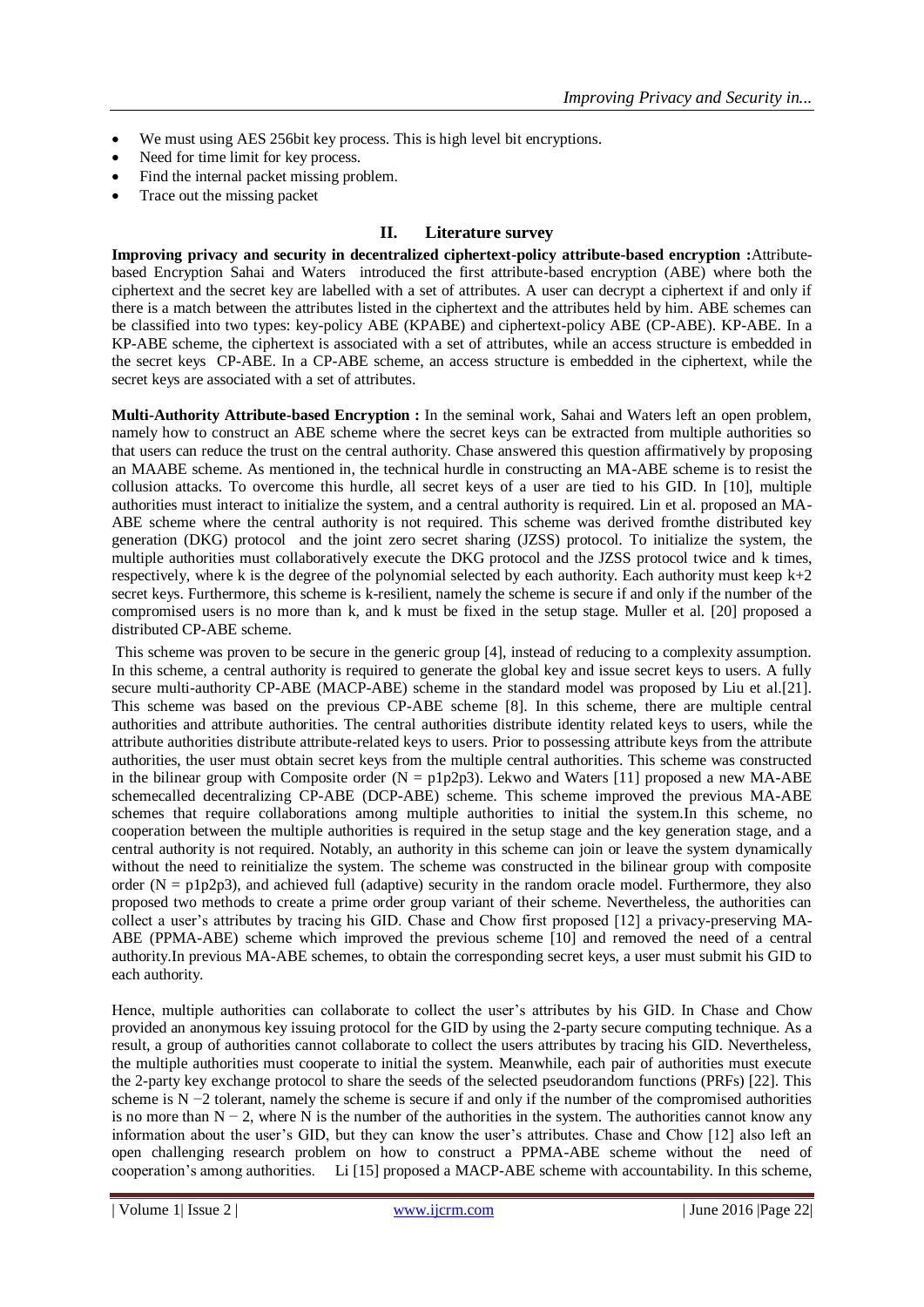- We must using AES 256bit key process. This is high level bit encryptions.
- Need for time limit for key process.
- Find the internal packet missing problem.
- Trace out the missing packet

## II. Literature survey

**Improving privacy and security in decentralized ciphertext-policy attribute-based encryption :** Attribute-based Encryption Sahai and Waters introduced the first attribute-based encryption (ABE) where both the ciphertext and the secret key are labelled with a set of attributes. A user can decrypt a ciphertext if and only if there is a match between the attributes listed in the ciphertext and the attributes held by him. ABE schemes can be classified into two types: key-policy ABE (KPABE) and ciphertext-policy ABE (CP-ABE). KP-ABE. In a KP-ABE scheme, the ciphertext is associated with a set of attributes, while an access structure is embedded in the secret keys CP-ABE. In a CP-ABE scheme, an access structure is embedded in the ciphertext, while the secret keys are associated with a set of attributes.

**Multi-Authority Attribute-based Encryption :** In the seminal work, Sahai and Waters left an open problem, namely how to construct an ABE scheme where the secret keys can be extracted from multiple authorities so that users can reduce the trust on the central authority. Chase answered this question affirmatively by proposing an MAABE scheme. As mentioned in, the technical hurdle in constructing an MA-ABE scheme is to resist the collusion attacks. To overcome this hurdle, all secret keys of a user are tied to his GID. In [10], multiple authorities must interact to initialize the system, and a central authority is required. Lin et al. proposed an MA-ABE scheme where the central authority is not required. This scheme was derived fromthe distributed key generation (DKG) protocol and the joint zero secret sharing (JZSS) protocol. To initialize the system, the multiple authorities must collaboratively execute the DKG protocol and the JZSS protocol twice and k times, respectively, where k is the degree of the polynomial selected by each authority. Each authority must keep k+2 secret keys. Furthermore, this scheme is k-resilient, namely the scheme is secure if and only if the number of the compromised users is no more than k, and k must be fixed in the setup stage. Muller et al. [20] proposed a distributed CP-ABE scheme.

This scheme was proven to be secure in the generic group [4], instead of reducing to a complexity assumption. In this scheme, a central authority is required to generate the global key and issue secret keys to users. A fully secure multi-authority CP-ABE (MACP-ABE) scheme in the standard model was proposed by Liu et al.[21]. This scheme was based on the previous CP-ABE scheme [8]. In this scheme, there are multiple central authorities and attribute authorities. The central authorities distribute identity related keys to users, while the attribute authorities distribute attribute-related keys to users. Prior to possessing attribute keys from the attribute authorities, the user must obtain secret keys from the multiple central authorities. This scheme was constructed in the bilinear group with Composite order ($N = p_1p_2p_3$). Lekwo and Waters [11] proposed a new MA-ABE schemecalled decentralizing CP-ABE (DCP-ABE) scheme. This scheme improved the previous MA-ABE schemes that require collaborations among multiple authorities to initial the system.In this scheme, no cooperation between the multiple authorities is required in the setup stage and the key generation stage, and a central authority is not required. Notably, an authority in this scheme can join or leave the system dynamically without the need to reinitialize the system. The scheme was constructed in the bilinear group with composite order ($N = p_1p_2p_3$), and achieved full (adaptive) security in the random oracle model. Furthermore, they also proposed two methods to create a prime order group variant of their scheme. Nevertheless, the authorities can collect a user's attributes by tracing his GID. Chase and Chow first proposed [12] a privacy-preserving MA-ABE (PPMA-ABE) scheme which improved the previous scheme [10] and removed the need of a central authority.In previous MA-ABE schemes, to obtain the corresponding secret keys, a user must submit his GID to each authority.

Hence, multiple authorities can collaborate to collect the user's attributes by his GID. In Chase and Chow provided an anonymous key issuing protocol for the GID by using the 2-party secure computing technique. As a result, a group of authorities cannot collaborate to collect the users attributes by tracing his GID. Nevertheless, the multiple authorities must cooperate to initial the system. Meanwhile, each pair of authorities must execute the 2-party key exchange protocol to share the seeds of the selected pseudorandom functions (PRFs) [22]. This scheme is $N - 2$ tolerant, namely the scheme is secure if and only if the number of the compromised authorities is no more than $N - 2$, where N is the number of the authorities in the system. The authorities cannot know any information about the user's GID, but they can know the user's attributes. Chase and Chow [12] also left an open challenging research problem on how to construct a PPMA-ABE scheme without the need of cooperation's among authorities. Li [15] proposed a MACP-ABE scheme with accountability. In this scheme,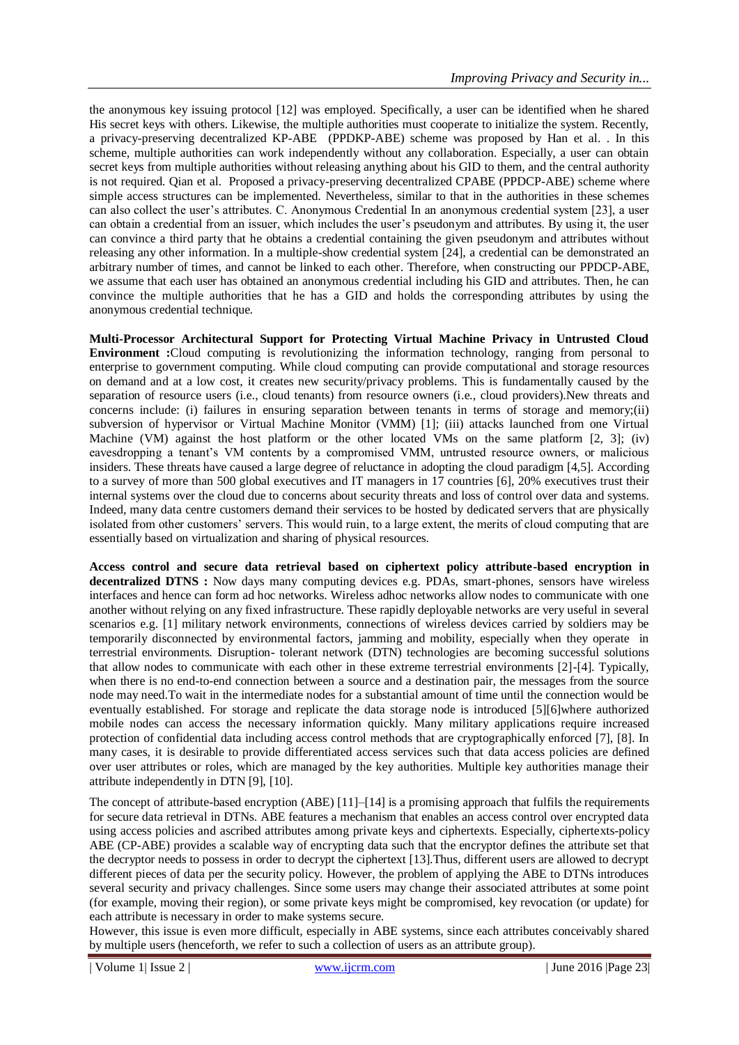the anonymous key issuing protocol [12] was employed. Specifically, a user can be identified when he shared His secret keys with others. Likewise, the multiple authorities must cooperate to initialize the system. Recently, a privacy-preserving decentralized KP-ABE (PPDKP-ABE) scheme was proposed by Han et al. . In this scheme, multiple authorities can work independently without any collaboration. Especially, a user can obtain secret keys from multiple authorities without releasing anything about his GID to them, and the central authority is not required. Qian et al. Proposed a privacy-preserving decentralized CPABE (PPDCP-ABE) scheme where simple access structures can be implemented. Nevertheless, similar to that in the authorities in these schemes can also collect the user's attributes. C. Anonymous Credential In an anonymous credential system [23], a user can obtain a credential from an issuer, which includes the user's pseudonym and attributes. By using it, the user can convince a third party that he obtains a credential containing the given pseudonym and attributes without releasing any other information. In a multiple-show credential system [24], a credential can be demonstrated an arbitrary number of times, and cannot be linked to each other. Therefore, when constructing our PPDCP-ABE, we assume that each user has obtained an anonymous credential including his GID and attributes. Then, he can convince the multiple authorities that he has a GID and holds the corresponding attributes by using the anonymous credential technique.

**Multi-Processor Architectural Support for Protecting Virtual Machine Privacy in Untrusted Cloud Environment :**Cloud computing is revolutionizing the information technology, ranging from personal to enterprise to government computing. While cloud computing can provide computational and storage resources on demand and at a low cost, it creates new security/privacy problems. This is fundamentally caused by the separation of resource users (i.e., cloud tenants) from resource owners (i.e., cloud providers).New threats and concerns include: (i) failures in ensuring separation between tenants in terms of storage and memory;(ii) subversion of hypervisor or Virtual Machine Monitor (VMM) [1]; (iii) attacks launched from one Virtual Machine (VM) against the host platform or the other located VMs on the same platform [2, 3]; (iv) eavesdropping a tenant's VM contents by a compromised VMM, untrusted resource owners, or malicious insiders. These threats have caused a large degree of reluctance in adopting the cloud paradigm [4,5]. According to a survey of more than 500 global executives and IT managers in 17 countries [6], 20% executives trust their internal systems over the cloud due to concerns about security threats and loss of control over data and systems. Indeed, many data centre customers demand their services to be hosted by dedicated servers that are physically isolated from other customers' servers. This would ruin, to a large extent, the merits of cloud computing that are essentially based on virtualization and sharing of physical resources.

**Access control and secure data retrieval based on ciphertext policy attribute-based encryption in decentralized DTNS :** Now days many computing devices e.g. PDAs, smart-phones, sensors have wireless interfaces and hence can form ad hoc networks. Wireless adhoc networks allow nodes to communicate with one another without relying on any fixed infrastructure. These rapidly deployable networks are very useful in several scenarios e.g. [1] military network environments, connections of wireless devices carried by soldiers may be temporarily disconnected by environmental factors, jamming and mobility, especially when they operate in terrestrial environments. Disruption- tolerant network (DTN) technologies are becoming successful solutions that allow nodes to communicate with each other in these extreme terrestrial environments [2]-[4]. Typically, when there is no end-to-end connection between a source and a destination pair, the messages from the source node may need.To wait in the intermediate nodes for a substantial amount of time until the connection would be eventually established. For storage and replicate the data storage node is introduced [5][6]where authorized mobile nodes can access the necessary information quickly. Many military applications require increased protection of confidential data including access control methods that are cryptographically enforced [7], [8]. In many cases, it is desirable to provide differentiated access services such that data access policies are defined over user attributes or roles, which are managed by the key authorities. Multiple key authorities manage their attribute independently in DTN [9], [10].

The concept of attribute-based encryption (ABE) [11]–[14] is a promising approach that fulfils the requirements for secure data retrieval in DTNs. ABE features a mechanism that enables an access control over encrypted data using access policies and ascribed attributes among private keys and ciphertexts. Especially, ciphertexts-policy ABE (CP-ABE) provides a scalable way of encrypting data such that the encryptor defines the attribute set that the decryptor needs to possess in order to decrypt the ciphertext [13].Thus, different users are allowed to decrypt different pieces of data per the security policy. However, the problem of applying the ABE to DTNs introduces several security and privacy challenges. Since some users may change their associated attributes at some point (for example, moving their region), or some private keys might be compromised, key revocation (or update) for each attribute is necessary in order to make systems secure.

However, this issue is even more difficult, especially in ABE systems, since each attributes conceivably shared by multiple users (henceforth, we refer to such a collection of users as an attribute group).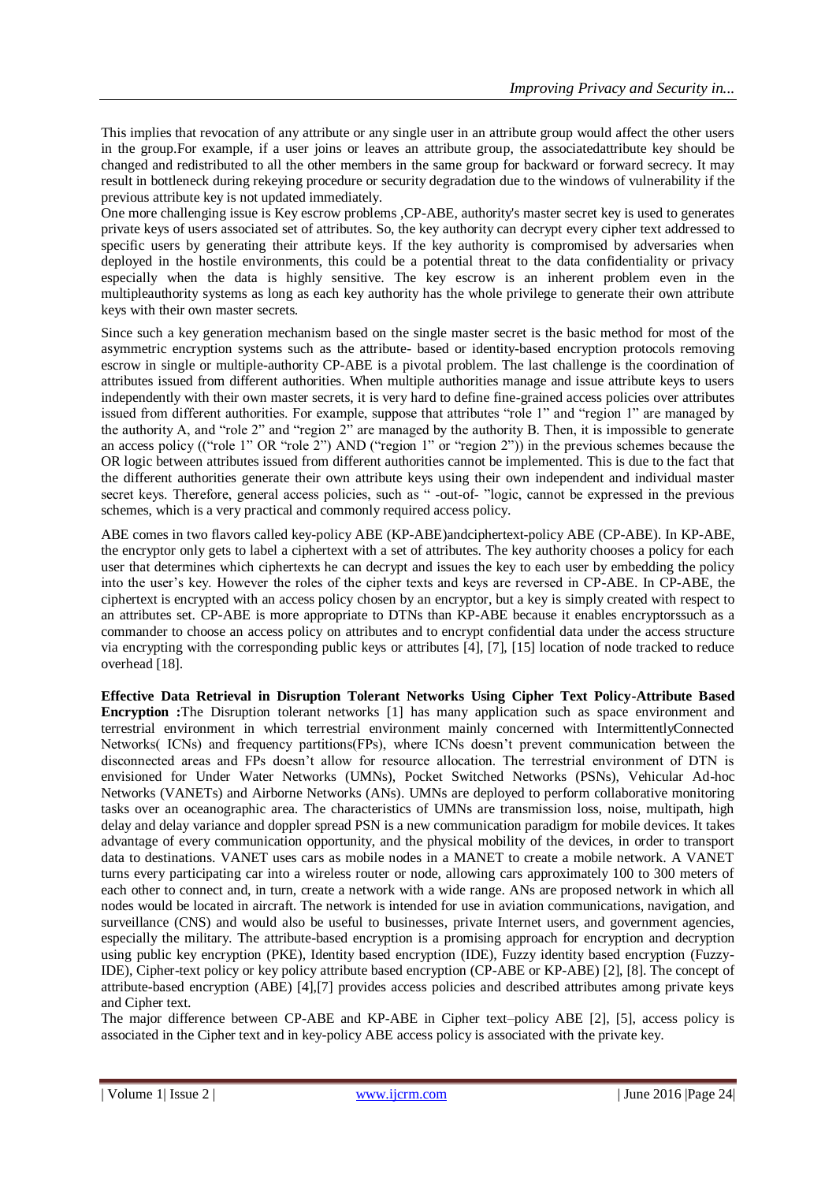This implies that revocation of any attribute or any single user in an attribute group would affect the other users in the group.For example, if a user joins or leaves an attribute group, the associatedattribute key should be changed and redistributed to all the other members in the same group for backward or forward secrecy. It may result in bottleneck during rekeying procedure or security degradation due to the windows of vulnerability if the previous attribute key is not updated immediately.

One more challenging issue is Key escrow problems ,CP-ABE, authority's master secret key is used to generates private keys of users associated set of attributes. So, the key authority can decrypt every cipher text addressed to specific users by generating their attribute keys. If the key authority is compromised by adversaries when deployed in the hostile environments, this could be a potential threat to the data confidentiality or privacy especially when the data is highly sensitive. The key escrow is an inherent problem even in the multipleauthority systems as long as each key authority has the whole privilege to generate their own attribute keys with their own master secrets.

Since such a key generation mechanism based on the single master secret is the basic method for most of the asymmetric encryption systems such as the attribute- based or identity-based encryption protocols removing escrow in single or multiple-authority CP-ABE is a pivotal problem. The last challenge is the coordination of attributes issued from different authorities. When multiple authorities manage and issue attribute keys to users independently with their own master secrets, it is very hard to define fine-grained access policies over attributes issued from different authorities. For example, suppose that attributes "role 1" and "region 1" are managed by the authority A, and "role 2" and "region 2" are managed by the authority B. Then, it is impossible to generate an access policy (("role 1" OR "role 2") AND ("region 1" or "region 2")) in the previous schemes because the OR logic between attributes issued from different authorities cannot be implemented. This is due to the fact that the different authorities generate their own attribute keys using their own independent and individual master secret keys. Therefore, general access policies, such as " -out-of- "logic, cannot be expressed in the previous schemes, which is a very practical and commonly required access policy.

ABE comes in two flavors called key-policy ABE (KP-ABE)andciphertext-policy ABE (CP-ABE). In KP-ABE, the encryptor only gets to label a ciphertext with a set of attributes. The key authority chooses a policy for each user that determines which ciphertexts he can decrypt and issues the key to each user by embedding the policy into the user's key. However the roles of the cipher texts and keys are reversed in CP-ABE. In CP-ABE, the ciphertext is encrypted with an access policy chosen by an encryptor, but a key is simply created with respect to an attributes set. CP-ABE is more appropriate to DTNs than KP-ABE because it enables encryptorssuch as a commander to choose an access policy on attributes and to encrypt confidential data under the access structure via encrypting with the corresponding public keys or attributes [4], [7], [15] location of node tracked to reduce overhead [18].

**Effective Data Retrieval in Disruption Tolerant Networks Using Cipher Text Policy-Attribute Based Encryption :**The Disruption tolerant networks [1] has many application such as space environment and terrestrial environment in which terrestrial environment mainly concerned with IntermittentlyConnected Networks( ICNs) and frequency partitions(FPs), where ICNs doesn't prevent communication between the disconnected areas and FPs doesn't allow for resource allocation. The terrestrial environment of DTN is envisioned for Under Water Networks (UMNs), Pocket Switched Networks (PSNs), Vehicular Ad-hoc Networks (VANETs) and Airborne Networks (ANs). UMNs are deployed to perform collaborative monitoring tasks over an oceanographic area. The characteristics of UMNs are transmission loss, noise, multipath, high delay and delay variance and doppler spread PSN is a new communication paradigm for mobile devices. It takes advantage of every communication opportunity, and the physical mobility of the devices, in order to transport data to destinations. VANET uses cars as mobile nodes in a MANET to create a mobile network. A VANET turns every participating car into a wireless router or node, allowing cars approximately 100 to 300 meters of each other to connect and, in turn, create a network with a wide range. ANs are proposed network in which all nodes would be located in aircraft. The network is intended for use in aviation communications, navigation, and surveillance (CNS) and would also be useful to businesses, private Internet users, and government agencies, especially the military. The attribute-based encryption is a promising approach for encryption and decryption using public key encryption (PKE), Identity based encryption (IDE), Fuzzy identity based encryption (Fuzzy-IDE), Cipher-text policy or key policy attribute based encryption (CP-ABE or KP-ABE) [2], [8]. The concept of attribute-based encryption (ABE) [4],[7] provides access policies and described attributes among private keys and Cipher text.

The major difference between CP-ABE and KP-ABE in Cipher text–policy ABE [2], [5], access policy is associated in the Cipher text and in key-policy ABE access policy is associated with the private key.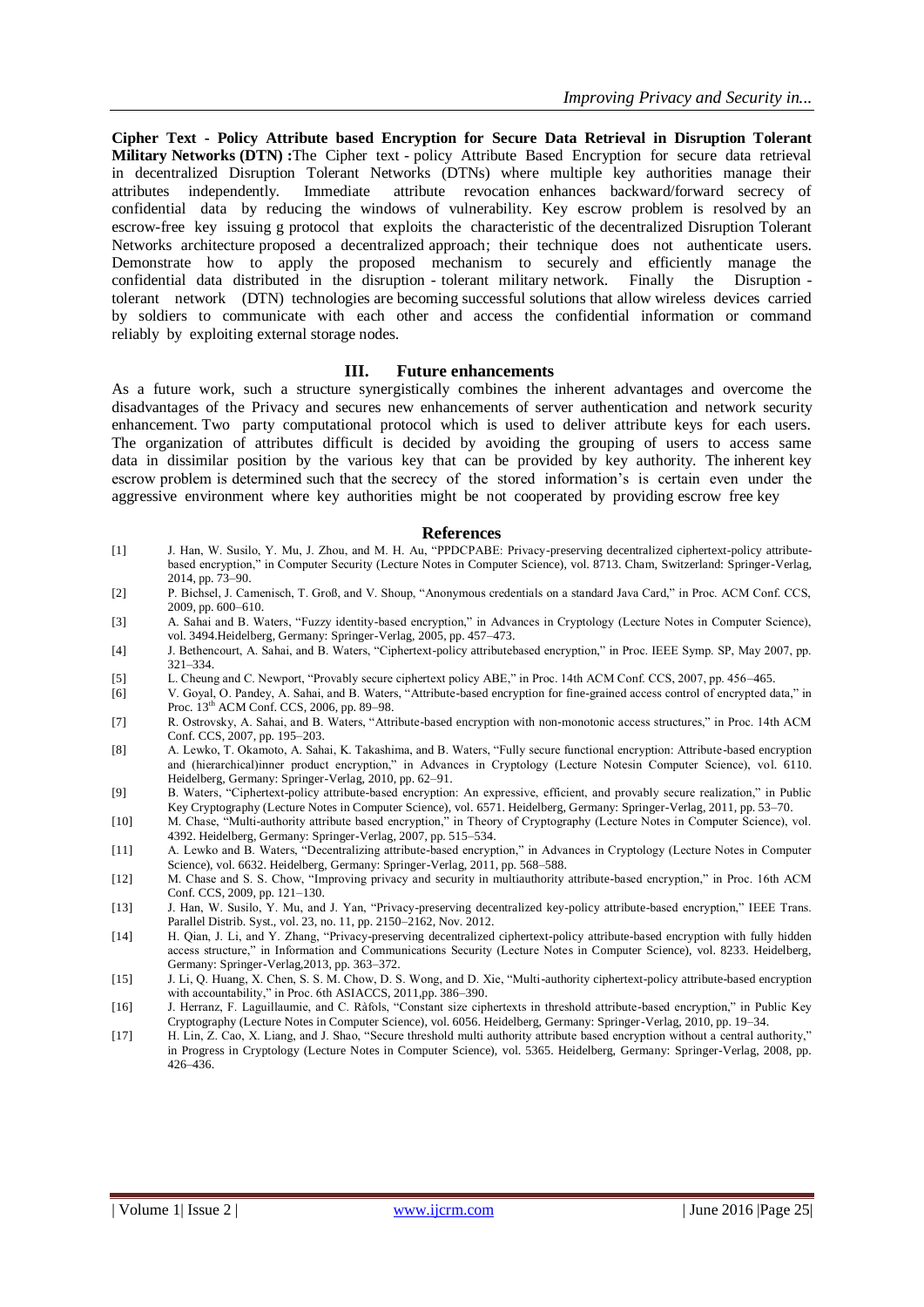**Cipher Text - Policy Attribute based Encryption for Secure Data Retrieval in Disruption Tolerant Military Networks (DTN) :**The Cipher text - policy Attribute Based Encryption for secure data retrieval in decentralized Disruption Tolerant Networks (DTNs) where multiple key authorities manage their attributes independently. Immediate attribute revocation enhances backward/forward secrecy of confidential data by reducing the windows of vulnerability. Key escrow problem is resolved by an escrow-free key issuing g protocol that exploits the characteristic of the decentralized Disruption Tolerant Networks architecture proposed a decentralized approach; their technique does not authenticate users. Demonstrate how to apply the proposed mechanism to securely and efficiently manage the confidential data distributed in the disruption - tolerant military network. Finally the Disruption - tolerant network (DTN) technologies are becoming successful solutions that allow wireless devices carried by soldiers to communicate with each other and access the confidential information or command reliably by exploiting external storage nodes.

## III. Future enhancements

As a future work, such a structure synergistically combines the inherent advantages and overcome the disadvantages of the Privacy and secures new enhancements of server authentication and network security enhancement. Two party computational protocol which is used to deliver attribute keys for each users. The organization of attributes difficult is decided by avoiding the grouping of users to access same data in dissimilar position by the various key that can be provided by key authority. The inherent key escrow problem is determined such that the secrecy of the stored information's is certain even under the aggressive environment where key authorities might be not cooperated by providing escrow free key

## References

[1] J. Han, W. Susilo, Y. Mu, J. Zhou, and M. H. Au, "PPDCPABE: Privacy-preserving decentralized ciphertext-policy attribute-based encryption," in Computer Security (Lecture Notes in Computer Science), vol. 8713. Cham, Switzerland: Springer-Verlag, 2014, pp. 73–90.

[2] P. Bichsel, J. Camenisch, T. Groß, and V. Shoup, "Anonymous credentials on a standard Java Card," in Proc. ACM Conf. CCS, 2009, pp. 600–610.

[3] A. Sahai and B. Waters, "Fuzzy identity-based encryption," in Advances in Cryptology (Lecture Notes in Computer Science), vol. 3494.Heidelberg, Germany: Springer-Verlag, 2005, pp. 457–473.

[4] J. Bethencourt, A. Sahai, and B. Waters, "Ciphertext-policy attributebased encryption," in Proc. IEEE Symp. SP, May 2007, pp. 321–334.

[5] L. Cheung and C. Newport, "Provably secure ciphertext policy ABE," in Proc. 14th ACM Conf. CCS, 2007, pp. 456–465.

[6] V. Goyal, O. Pandey, A. Sahai, and B. Waters, "Attribute-based encryption for fine-grained access control of encrypted data," in Proc. 13th ACM Conf. CCS, 2006, pp. 89–98.

[7] R. Ostrovsky, A. Sahai, and B. Waters, "Attribute-based encryption with non-monotonic access structures," in Proc. 14th ACM Conf. CCS, 2007, pp. 195–203.

[8] A. Lewko, T. Okamoto, A. Sahai, K. Takashima, and B. Waters, "Fully secure functional encryption: Attribute-based encryption and (hierarchical)inner product encryption," in Advances in Cryptology (Lecture Notesin Computer Science), vol. 6110. Heidelberg, Germany: Springer-Verlag, 2010, pp. 62–91.

[9] B. Waters, "Ciphertext-policy attribute-based encryption: An expressive, efficient, and provably secure realization," in Public Key Cryptography (Lecture Notes in Computer Science), vol. 6571. Heidelberg, Germany: Springer-Verlag, 2011, pp. 53–70.

[10] M. Chase, "Multi-authority attribute based encryption," in Theory of Cryptography (Lecture Notes in Computer Science), vol. 4392. Heidelberg, Germany: Springer-Verlag, 2007, pp. 515–534.

[11] A. Lewko and B. Waters, "Decentralizing attribute-based encryption," in Advances in Cryptology (Lecture Notes in Computer Science), vol. 6632. Heidelberg, Germany: Springer-Verlag, 2011, pp. 568–588.

[12] M. Chase and S. S. Chow, "Improving privacy and security in multiauthority attribute-based encryption," in Proc. 16th ACM Conf. CCS, 2009, pp. 121–130.

[13] J. Han, W. Susilo, Y. Mu, and J. Yan, "Privacy-preserving decentralized key-policy attribute-based encryption," IEEE Trans. Parallel Distrib. Syst., vol. 23, no. 11, pp. 2150–2162, Nov. 2012.

[14] H. Qian, J. Li, and Y. Zhang, "Privacy-preserving decentralized ciphertext-policy attribute-based encryption with fully hidden access structure," in Information and Communications Security (Lecture Notes in Computer Science), vol. 8233. Heidelberg, Germany: Springer-Verlag,2013, pp. 363–372.

[15] J. Li, Q. Huang, X. Chen, S. S. M. Chow, D. S. Wong, and D. Xie, "Multi-authority ciphertext-policy attribute-based encryption with accountability," in Proc. 6th ASIACCS, 2011,pp. 386–390.

[16] J. Herranz, F. Laguillaumie, and C. Ràfols, "Constant size ciphertexts in threshold attribute-based encryption," in Public Key Cryptography (Lecture Notes in Computer Science), vol. 6056. Heidelberg, Germany: Springer-Verlag, 2010, pp. 19–34.

[17] H. Lin, Z. Cao, X. Liang, and J. Shao, "Secure threshold multi authority attribute based encryption without a central authority," in Progress in Cryptology (Lecture Notes in Computer Science), vol. 5365. Heidelberg, Germany: Springer-Verlag, 2008, pp. 426–436.